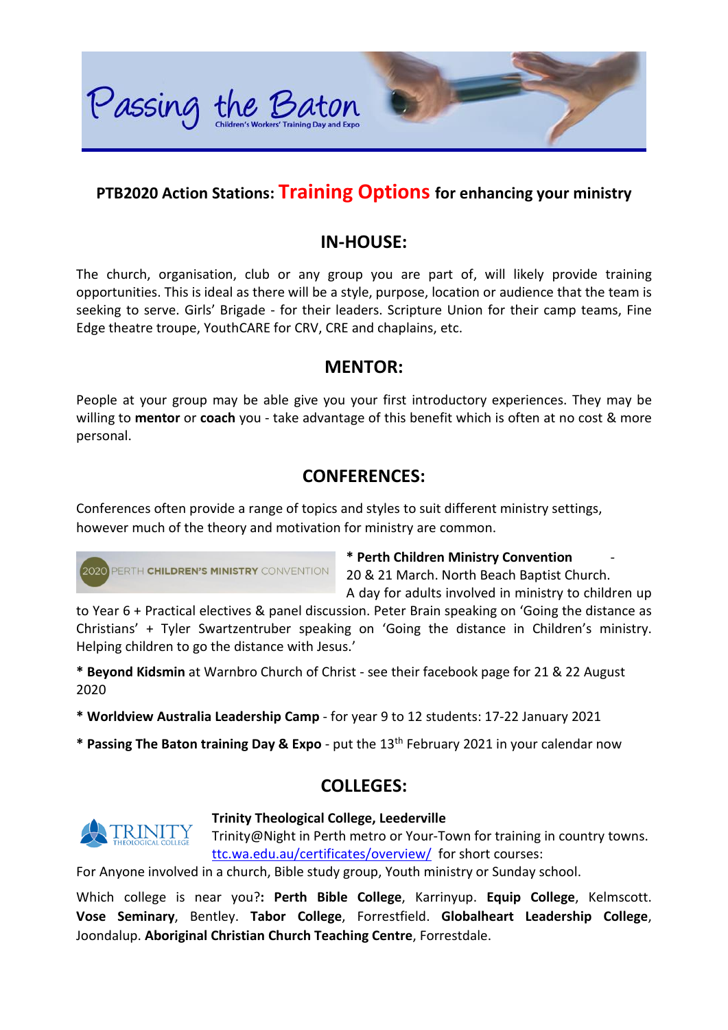# Passing the Baton

Children's Workers' Training Day and Expo

## PTB2020 Action Stations: Training Options for enhancing your ministry

## IN-HOUSE:

The church, organisation, club or any group you are part of, will likely provide training opportunities. This is ideal as there will be a style, purpose, location or audience that the team is seeking to serve. Girls' Brigade - for their leaders. Scripture Union for their camp teams, Fine Edge theatre troupe, YouthCARE for CRV, CRE and chaplains, etc.

## MENTOR:

People at your group may be able give you your first introductory experiences. They may be willing to **mentor** or **coach** you - take advantage of this benefit which is often at no cost & more personal.

## CONFERENCES:

Conferences often provide a range of topics and styles to suit different ministry settings, however much of the theory and motivation for ministry are common.

2020 PERTH **CHILDREN'S MINISTRY** CONVENTION

**\* Perth Children Ministry Convention** - 20 & 21 March. North Beach Baptist Church. A day for adults involved in ministry to children up to Year 6 + Practical electives & panel discussion. Peter Brain speaking on 'Going the distance as Christians' + Tyler Swartzentruber speaking on 'Going the distance in Children's ministry. Helping children to go the distance with Jesus.'

**\* Beyond Kidsmin** at Warnbro Church of Christ - see their facebook page for 21 & 22 August 2020

**\* Worldview Australia Leadership Camp** - for year 9 to 12 students: 17-22 January 2021

**\* Passing The Baton training Day & Expo** - put the 13th February 2021 in your calendar now

## COLLEGES:

TRINITY THEOLOGICAL COLLEGE

**Trinity Theological College, Leederville**

Trinity@Night in Perth metro or Your-Town for training in country towns. [ttc.wa.edu.au/certificates/overview/](ttc.wa.edu.au/certificates/overview/) for short courses:

For Anyone involved in a church, Bible study group, Youth ministry or Sunday school.

Which college is near you?**: Perth Bible College**, Karrinyup. **Equip College**, Kelmscott. **Vose Seminary**, Bentley. **Tabor College**, Forrestfield. **Globalheart Leadership College**, Joondalup. **Aboriginal Christian Church Teaching Centre**, Forrestdale.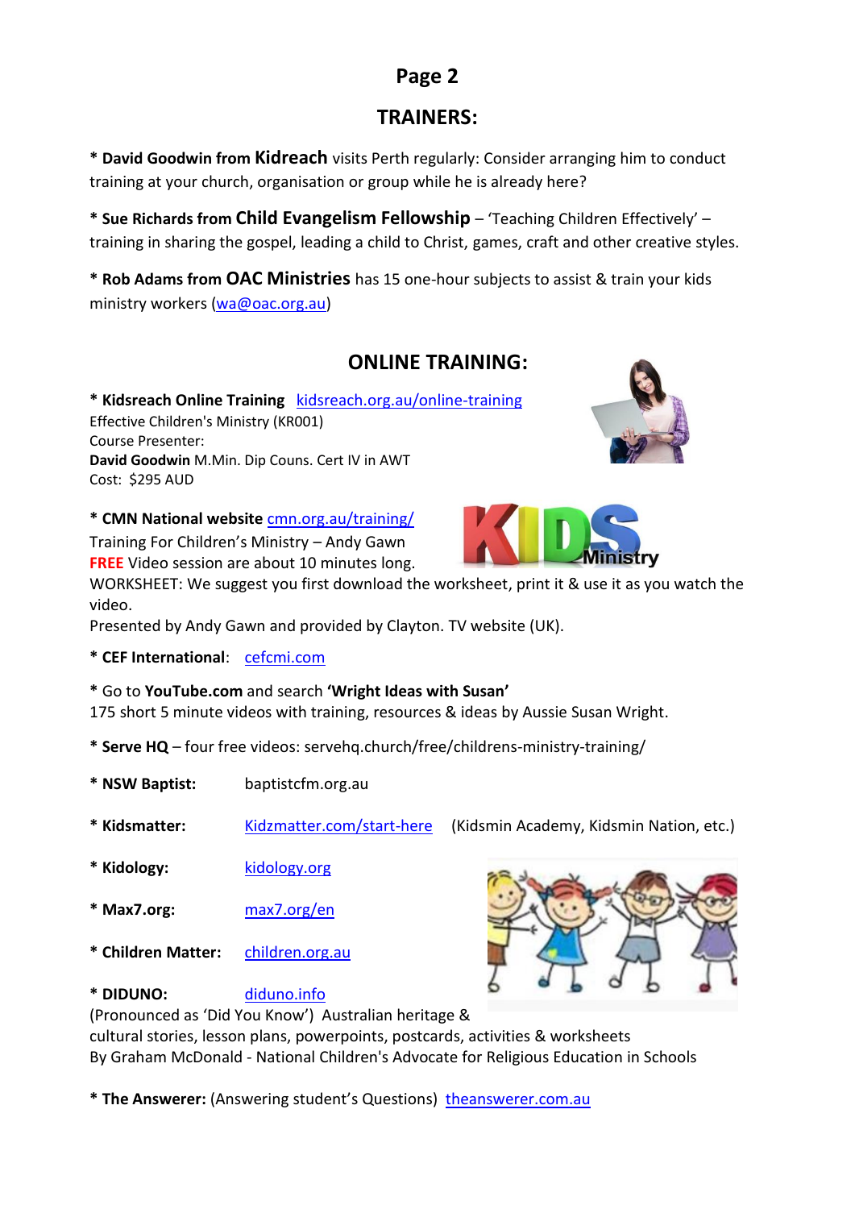# Page 2

## TRAINERS:

* **David Goodwin from Kidreach** visits Perth regularly: Consider arranging him to conduct training at your church, organisation or group while he is already here?

* **Sue Richards from Child Evangelism Fellowship** – 'Teaching Children Effectively' – training in sharing the gospel, leading a child to Christ, games, craft and other creative styles.

* **Rob Adams from OAC Ministries** has 15 one-hour subjects to assist & train your kids ministry workers (wa@oac.org.au)

## ONLINE TRAINING:

* **Kidsreach Online Training** kidsreach.org.au/online-training
Effective Children's Ministry (KR001)
Course Presenter:
**David Goodwin** M.Min. Dip Couns. Cert IV in AWT
Cost: $295 AUD

* **CMN National website** cmn.org.au/training/
Training For Children's Ministry – Andy Gawn
**FREE** Video session are about 10 minutes long.
WORKSHEET: We suggest you first download the worksheet, print it & use it as you watch the video.
Presented by Andy Gawn and provided by Clayton. TV website (UK).

* **CEF International**: cefcmi.com

* Go to **YouTube.com** and search **'Wright Ideas with Susan'**
175 short 5 minute videos with training, resources & ideas by Aussie Susan Wright.

* **Serve HQ** – four free videos: servehq.church/free/childrens-ministry-training/

* **NSW Baptist:** baptistcfm.org.au

* **Kidsmatter:** Kidzmatter.com/start-here (Kidsmin Academy, Kidsmin Nation, etc.)

* **Kidology:** kidology.org

* **Max7.org:** max7.org/en

* **Children Matter:** children.org.au

* **DIDUNO:** diduno.info
(Pronounced as 'Did You Know') Australian heritage & cultural stories, lesson plans, powerpoints, postcards, activities & worksheets
By Graham McDonald - National Children's Advocate for Religious Education in Schools

* **The Answerer:** (Answering student's Questions) theanswerer.com.au